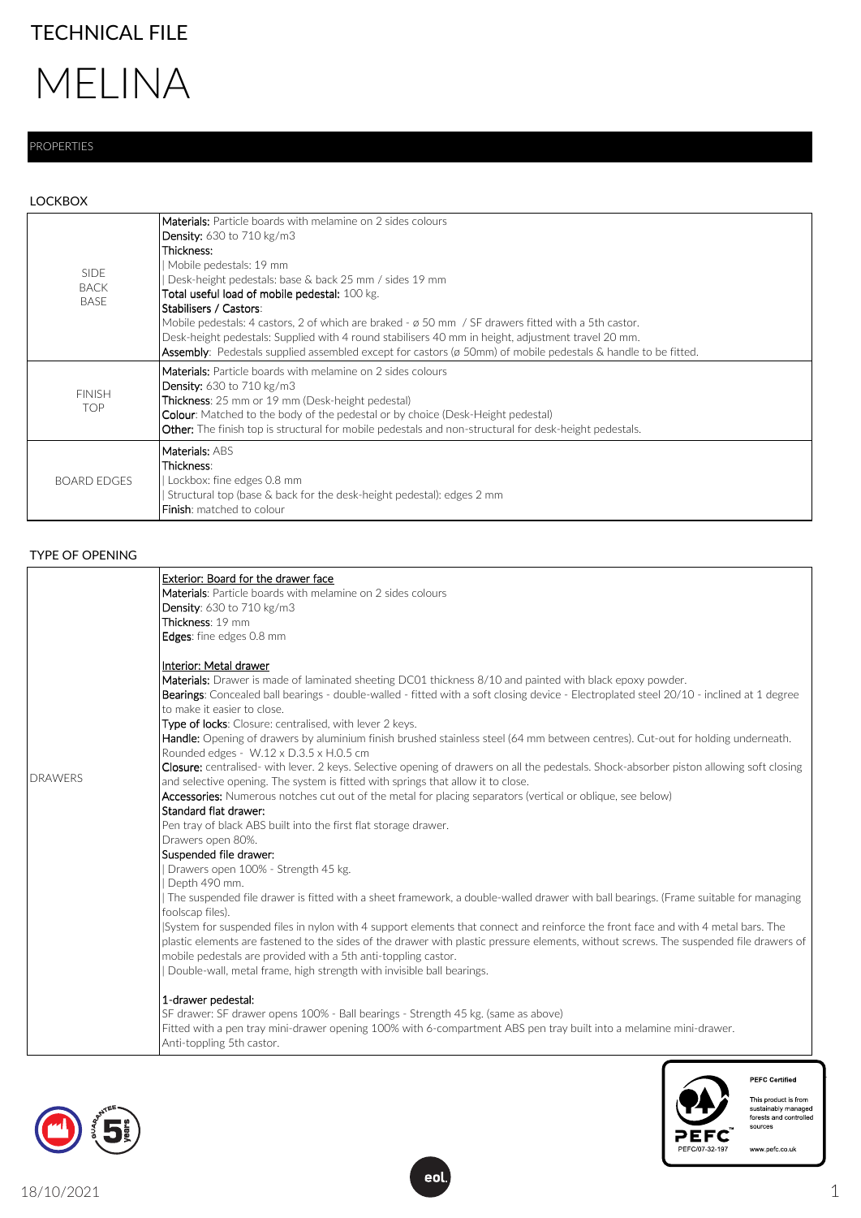TECHNICAL FILE

# MELINA

## PROPERTIES

### LOCKBOX

| | |
|---|---|
| SIDE BACK BASE | **Materials:** Particle boards with melamine on 2 sides colours<br>**Density:** 630 to 710 kg/m3<br>**Thickness:**<br>\| Mobile pedestals: 19 mm<br>\| Desk-height pedestals: base & back 25 mm / sides 19 mm<br>**Total useful load of mobile pedestal:** 100 kg.<br>**Stabilisers / Castors**:<br>Mobile pedestals: 4 castors, 2 of which are braked - ø 50 mm / SF drawers fitted with a 5th castor.<br>Desk-height pedestals: Supplied with 4 round stabilisers 40 mm in height, adjustment travel 20 mm.<br>**Assembly**: Pedestals supplied assembled except for castors (ø 50mm) of mobile pedestals & handle to be fitted. |
| FINISH TOP | **Materials:** Particle boards with melamine on 2 sides colours<br>**Density:** 630 to 710 kg/m3<br>**Thickness**: 25 mm or 19 mm (Desk-height pedestal)<br>**Colour**: Matched to the body of the pedestal or by choice (Desk-Height pedestal)<br>**Other:** The finish top is structural for mobile pedestals and non-structural for desk-height pedestals. |
| BOARD EDGES | **Materials:** ABS<br>**Thickness**:<br>\| Lockbox: fine edges 0.8 mm<br>\| Structural top (base & back for the desk-height pedestal): edges 2 mm<br>**Finish**: matched to colour |

### TYPE OF OPENING

| | |
|---|---|
| DRAWERS | <u>Exterior: Board for the drawer face</u><br>**Materials**: Particle boards with melamine on 2 sides colours<br>**Density**: 630 to 710 kg/m3<br>**Thickness**: 19 mm<br>**Edges**: fine edges 0.8 mm<br><br><u>Interior: Metal drawer</u><br>**Materials:** Drawer is made of laminated sheeting DC01 thickness 8/10 and painted with black epoxy powder.<br>**Bearings**: Concealed ball bearings - double-walled - fitted with a soft closing device - Electroplated steel 20/10 - inclined at 1 degree to make it easier to close.<br>**Type of locks**: Closure: centralised, with lever 2 keys.<br>**Handle:** Opening of drawers by aluminium finish brushed stainless steel (64 mm between centres). Cut-out for holding underneath. Rounded edges - W.12 x D.3.5 x H.0.5 cm<br>**Closure:** centralised- with lever. 2 keys. Selective opening of drawers on all the pedestals. Shock-absorber piston allowing soft closing and selective opening. The system is fitted with springs that allow it to close.<br>**Accessories:** Numerous notches cut out of the metal for placing separators (vertical or oblique, see below)<br>**Standard flat drawer:**<br>Pen tray of black ABS built into the first flat storage drawer.<br>Drawers open 80%.<br>**Suspended file drawer:**<br>\| Drawers open 100% - Strength 45 kg.<br>\| Depth 490 mm.<br>\| The suspended file drawer is fitted with a sheet framework, a double-walled drawer with ball bearings. (Frame suitable for managing foolscap files).<br>\|System for suspended files in nylon with 4 support elements that connect and reinforce the front face and with 4 metal bars. The plastic elements are fastened to the sides of the drawer with plastic pressure elements, without screws. The suspended file drawers of mobile pedestals are provided with a 5th anti-toppling castor.<br>\| Double-wall, metal frame, high strength with invisible ball bearings.<br><br>**1-drawer pedestal:**<br>SF drawer: SF drawer opens 100% - Ball bearings - Strength 45 kg. (same as above)<br>Fitted with a pen tray mini-drawer opening 100% with 6-compartment ABS pen tray built into a melamine mini-drawer.<br>Anti-toppling 5th castor. |

GUARANTEE 5 years

PEFC Certified
This product is from sustainably managed forests and controlled sources
PEFC/07-32-197
www.pefc.co.uk

18/10/2021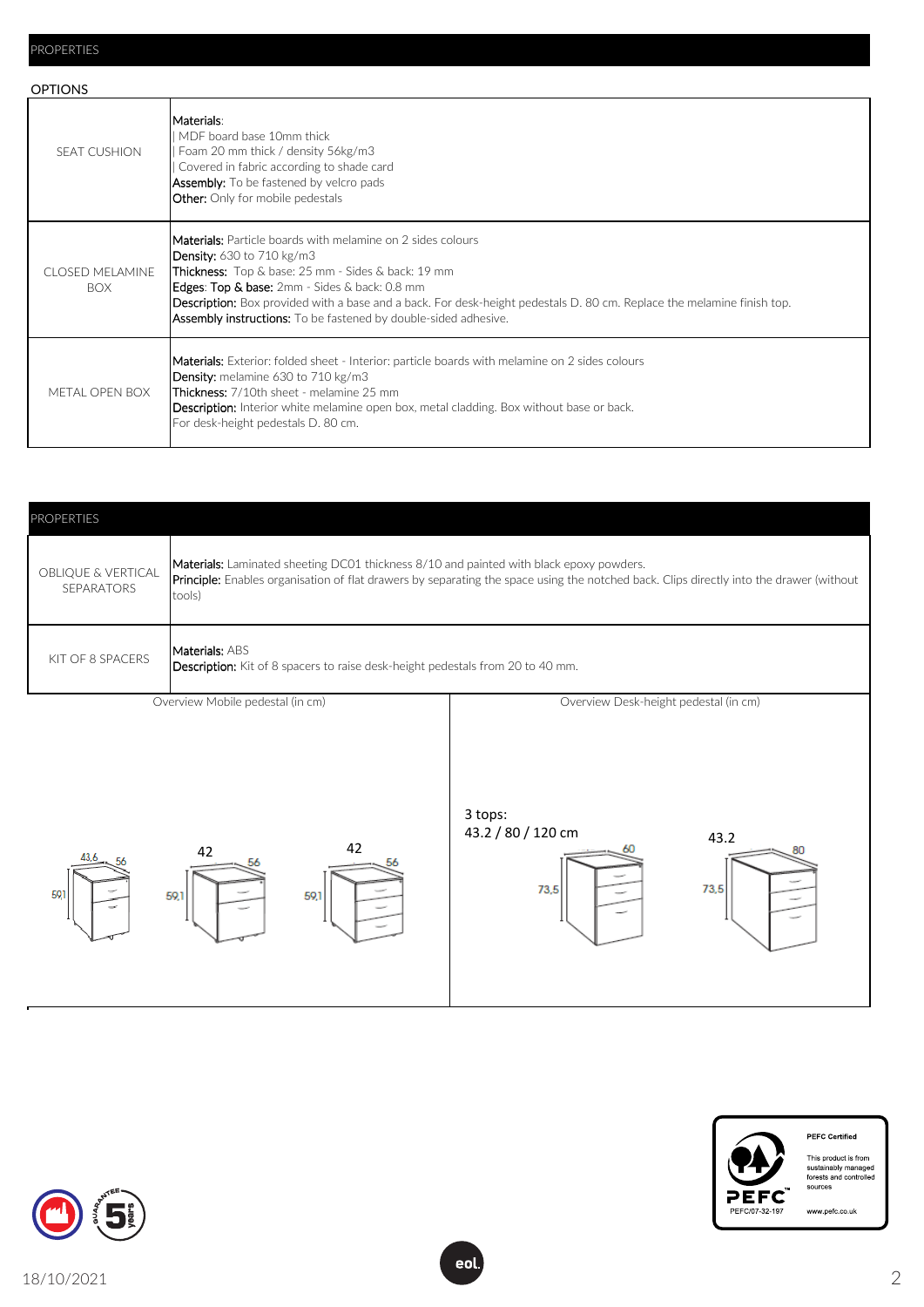## PROPERTIES

### OPTIONS

| | |
|---|---|
| SEAT CUSHION | **Materials**:<br>\| MDF board base 10mm thick<br>\| Foam 20 mm thick / density 56kg/m3<br>\| Covered in fabric according to shade card<br>**Assembly:** To be fastened by velcro pads<br>**Other:** Only for mobile pedestals |
| CLOSED MELAMINE BOX | **Materials:** Particle boards with melamine on 2 sides colours<br>**Density:** 630 to 710 kg/m3<br>**Thickness:** Top & base: 25 mm - Sides & back: 19 mm<br>**Edges**: Top & base: 2mm - Sides & back: 0.8 mm<br>**Description:** Box provided with a base and a back. For desk-height pedestals D. 80 cm. Replace the melamine finish top.<br>**Assembly instructions:** To be fastened by double-sided adhesive. |
| METAL OPEN BOX | **Materials:** Exterior: folded sheet - Interior: particle boards with melamine on 2 sides colours<br>**Density:** melamine 630 to 710 kg/m3<br>**Thickness:** 7/10th sheet - melamine 25 mm<br>**Description:** Interior white melamine open box, metal cladding. Box without base or back.<br>For desk-height pedestals D. 80 cm. |

## PROPERTIES

| | |
|---|---|
| OBLIQUE & VERTICAL SEPARATORS | **Materials:** Laminated sheeting DC01 thickness 8/10 and painted with black epoxy powders.<br>**Principle:** Enables organisation of flat drawers by separating the space using the notched back. Clips directly into the drawer (without tools) |
| KIT OF 8 SPACERS | **Materials:** ABS<br>**Description:** Kit of 8 spacers to raise desk-height pedestals from 20 to 40 mm. |

| Overview Mobile pedestal (in cm) | Overview Desk-height pedestal (in cm) |
|---|---|
| 43,6 / 42 / 42 – 56 – 59,1 | 3 tops:<br>43.2 / 80 / 120 cm<br>60 – 73,5<br>43.2 – 80 – 73,5 |

PEFC Certified

This product is from sustainably managed forests and controlled sources

PEFC/07-32-197

www.pefc.co.uk

18/10/2021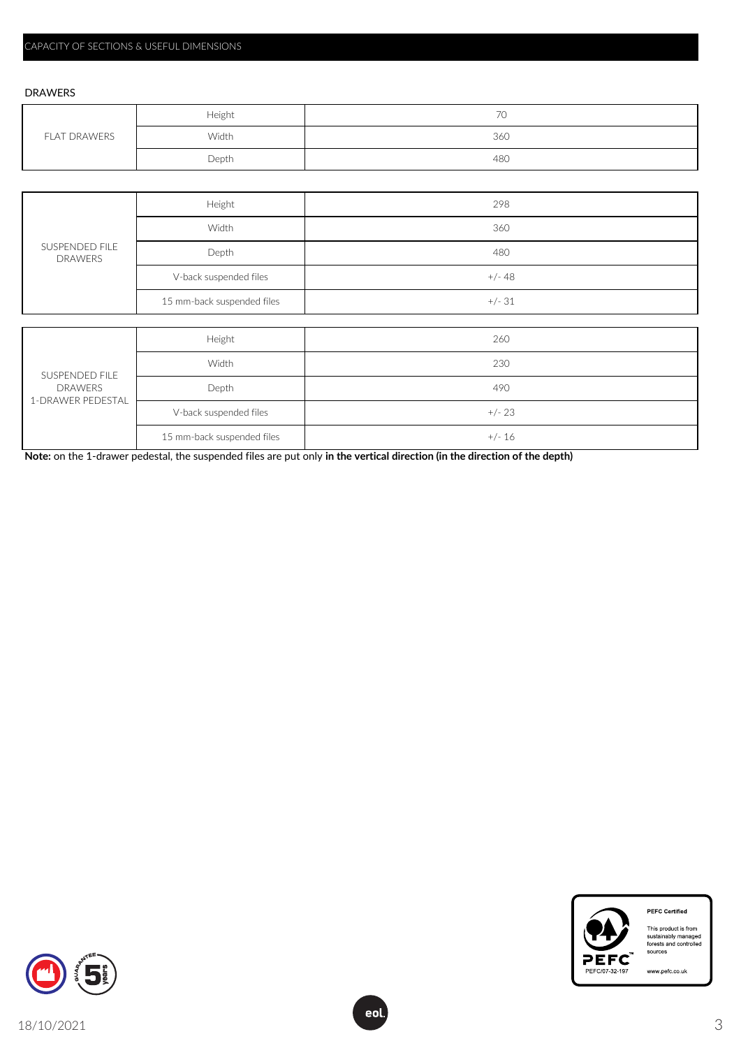## CAPACITY OF SECTIONS & USEFUL DIMENSIONS

### DRAWERS

| | | |
|---|---|---|
| FLAT DRAWERS | Height | 70 |
| | Width | 360 |
| | Depth | 480 |

| | | |
|---|---|---|
| SUSPENDED FILE DRAWERS | Height | 298 |
| | Width | 360 |
| | Depth | 480 |
| | V-back suspended files | +/- 48 |
| | 15 mm-back suspended files | +/- 31 |

| | | |
|---|---|---|
| SUSPENDED FILE DRAWERS 1-DRAWER PEDESTAL | Height | 260 |
| | Width | 230 |
| | Depth | 490 |
| | V-back suspended files | +/- 23 |
| | 15 mm-back suspended files | +/- 16 |

**Note:** on the 1-drawer pedestal, the suspended files are put only **in the vertical direction (in the direction of the depth)**

GUARANTEE 5 years

PEFC Certified

This product is from sustainably managed forests and controlled sources

PEFC/07-32-197

www.pefc.co.uk

18/10/2021